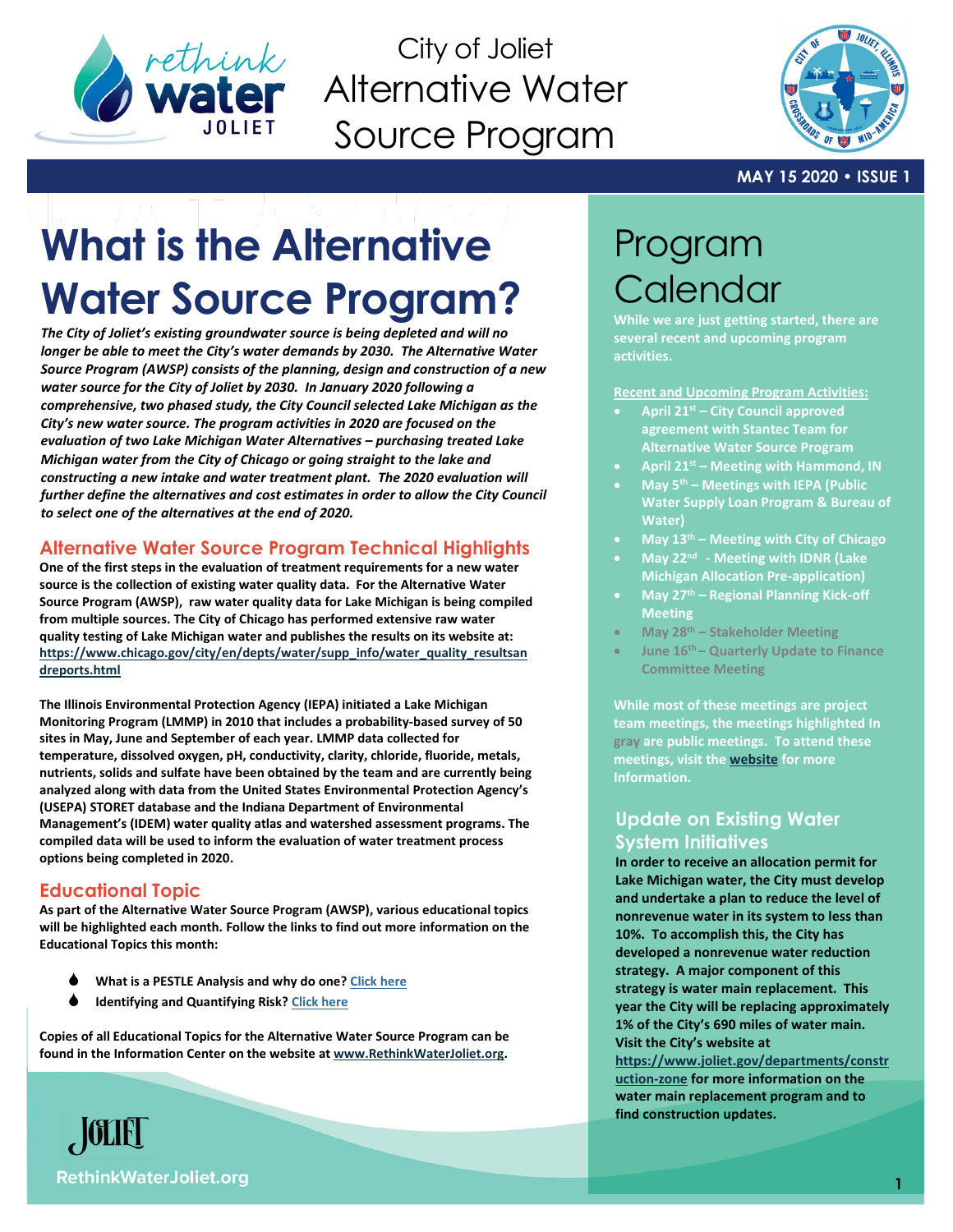# City of Joliet Alternative Water Source Program

**MAY 15 2020 • ISSUE 1**

# What is the Alternative Water Source Program?

***The City of Joliet's existing groundwater source is being depleted and will no longer be able to meet the City's water demands by 2030. The Alternative Water Source Program (AWSP) consists of the planning, design and construction of a new water source for the City of Joliet by 2030. In January 2020 following a comprehensive, two phased study, the City Council selected Lake Michigan as the City's new water source. The program activities in 2020 are focused on the evaluation of two Lake Michigan Water Alternatives – purchasing treated Lake Michigan water from the City of Chicago or going straight to the lake and constructing a new intake and water treatment plant. The 2020 evaluation will further define the alternatives and cost estimates in order to allow the City Council to select one of the alternatives at the end of 2020.***

## Alternative Water Source Program Technical Highlights

**One of the first steps in the evaluation of treatment requirements for a new water source is the collection of existing water quality data. For the Alternative Water Source Program (AWSP), raw water quality data for Lake Michigan is being compiled from multiple sources. The City of Chicago has performed extensive raw water quality testing of Lake Michigan water and publishes the results on its website at: https://www.chicago.gov/city/en/depts/water/supp_info/water_quality_resultsandreports.html**

**The Illinois Environmental Protection Agency (IEPA) initiated a Lake Michigan Monitoring Program (LMMP) in 2010 that includes a probability-based survey of 50 sites in May, June and September of each year. LMMP data collected for temperature, dissolved oxygen, pH, conductivity, clarity, chloride, fluoride, metals, nutrients, solids and sulfate have been obtained by the team and are currently being analyzed along with data from the United States Environmental Protection Agency's (USEPA) STORET database and the Indiana Department of Environmental Management's (IDEM) water quality atlas and watershed assessment programs. The compiled data will be used to inform the evaluation of water treatment process options being completed in 2020.**

## Educational Topic

**As part of the Alternative Water Source Program (AWSP), various educational topics will be highlighted each month. Follow the links to find out more information on the Educational Topics this month:**

- **What is a PESTLE Analysis and why do one? Click here**
- **Identifying and Quantifying Risk? Click here**

**Copies of all Educational Topics for the Alternative Water Source Program can be found in the Information Center on the website at www.RethinkWaterJoliet.org.**

# Program Calendar

**While we are just getting started, there are several recent and upcoming program activities.**

**Recent and Upcoming Program Activities:**

- **April 21st – City Council approved agreement with Stantec Team for Alternative Water Source Program**
- **April 21st – Meeting with Hammond, IN**
- **May 5th – Meetings with IEPA (Public Water Supply Loan Program & Bureau of Water)**
- **May 13th – Meeting with City of Chicago**
- **May 22nd - Meeting with IDNR (Lake Michigan Allocation Pre-application)**
- **May 27th – Regional Planning Kick-off Meeting**
- **May 28th – Stakeholder Meeting**
- **June 16th – Quarterly Update to Finance Committee Meeting**

**While most of these meetings are project team meetings, the meetings highlighted In gray are public meetings. To attend these meetings, visit the website for more Information.**

## Update on Existing Water System Initiatives

**In order to receive an allocation permit for Lake Michigan water, the City must develop and undertake a plan to reduce the level of nonrevenue water in its system to less than 10%. To accomplish this, the City has developed a nonrevenue water reduction strategy. A major component of this strategy is water main replacement. This year the City will be replacing approximately 1% of the City's 690 miles of water main. Visit the City's website at https://www.joliet.gov/departments/construction-zone for more information on the water main replacement program and to find construction updates.**

RethinkWaterJoliet.org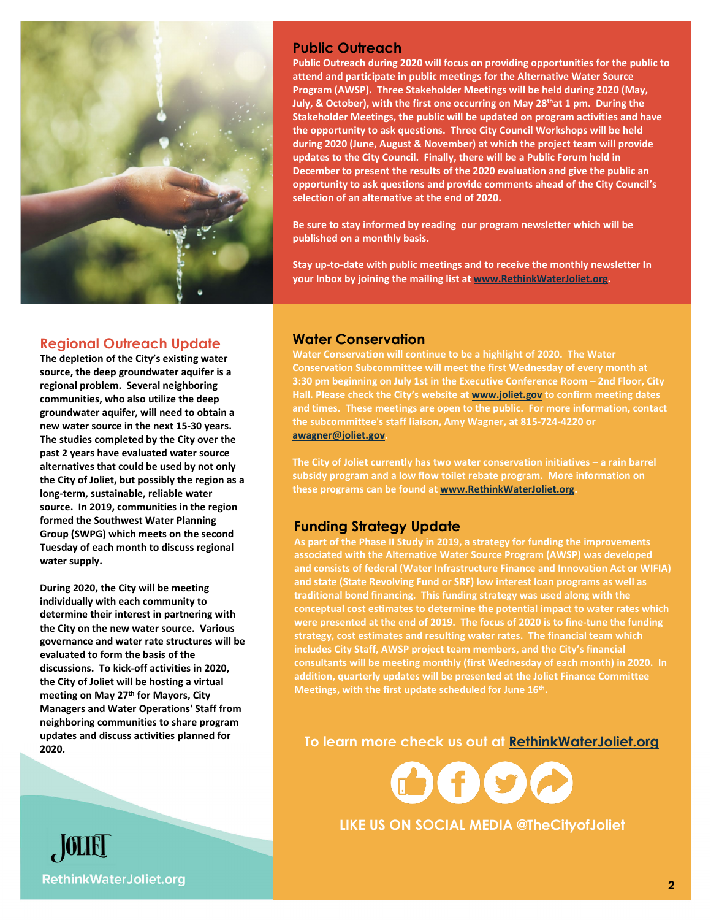## Public Outreach

**Public Outreach during 2020 will focus on providing opportunities for the public to attend and participate in public meetings for the Alternative Water Source Program (AWSP). Three Stakeholder Meetings will be held during 2020 (May, July, & October), with the first one occurring on May 28th at 1 pm. During the Stakeholder Meetings, the public will be updated on program activities and have the opportunity to ask questions. Three City Council Workshops will be held during 2020 (June, August & November) at which the project team will provide updates to the City Council. Finally, there will be a Public Forum held in December to present the results of the 2020 evaluation and give the public an opportunity to ask questions and provide comments ahead of the City Council's selection of an alternative at the end of 2020.**

**Be sure to stay informed by reading our program newsletter which will be published on a monthly basis.**

**Stay up-to-date with public meetings and to receive the monthly newsletter In your Inbox by joining the mailing list at www.RethinkWaterJoliet.org.**

## Regional Outreach Update

**The depletion of the City's existing water source, the deep groundwater aquifer is a regional problem. Several neighboring communities, who also utilize the deep groundwater aquifer, will need to obtain a new water source in the next 15-30 years. The studies completed by the City over the past 2 years have evaluated water source alternatives that could be used by not only the City of Joliet, but possibly the region as a long-term, sustainable, reliable water source. In 2019, communities in the region formed the Southwest Water Planning Group (SWPG) which meets on the second Tuesday of each month to discuss regional water supply.**

**During 2020, the City will be meeting individually with each community to determine their interest in partnering with the City on the new water source. Various governance and water rate structures will be evaluated to form the basis of the discussions. To kick-off activities in 2020, the City of Joliet will be hosting a virtual meeting on May 27th for Mayors, City Managers and Water Operations' Staff from neighboring communities to share program updates and discuss activities planned for 2020.**

## Water Conservation

**Water Conservation will continue to be a highlight of 2020. The Water Conservation Subcommittee will meet the first Wednesday of every month at 3:30 pm beginning on July 1st in the Executive Conference Room – 2nd Floor, City Hall. Please check the City's website at www.joliet.gov to confirm meeting dates and times. These meetings are open to the public. For more information, contact the subcommittee's staff liaison, Amy Wagner, at 815-724-4220 or awagner@joliet.gov.**

**The City of Joliet currently has two water conservation initiatives – a rain barrel subsidy program and a low flow toilet rebate program. More information on these programs can be found at www.RethinkWaterJoliet.org.**

## Funding Strategy Update

**As part of the Phase II Study in 2019, a strategy for funding the improvements associated with the Alternative Water Source Program (AWSP) was developed and consists of federal (Water Infrastructure Finance and Innovation Act or WIFIA) and state (State Revolving Fund or SRF) low interest loan programs as well as traditional bond financing. This funding strategy was used along with the conceptual cost estimates to determine the potential impact to water rates which were presented at the end of 2019. The focus of 2020 is to fine-tune the funding strategy, cost estimates and resulting water rates. The financial team which includes City Staff, AWSP project team members, and the City's financial consultants will be meeting monthly (first Wednesday of each month) in 2020. In addition, quarterly updates will be presented at the Joliet Finance Committee Meetings, with the first update scheduled for June 16th.**

**To learn more check us out at RethinkWaterJoliet.org**

**LIKE US ON SOCIAL MEDIA @TheCityofJoliet**

JOLIET

RethinkWaterJoliet.org